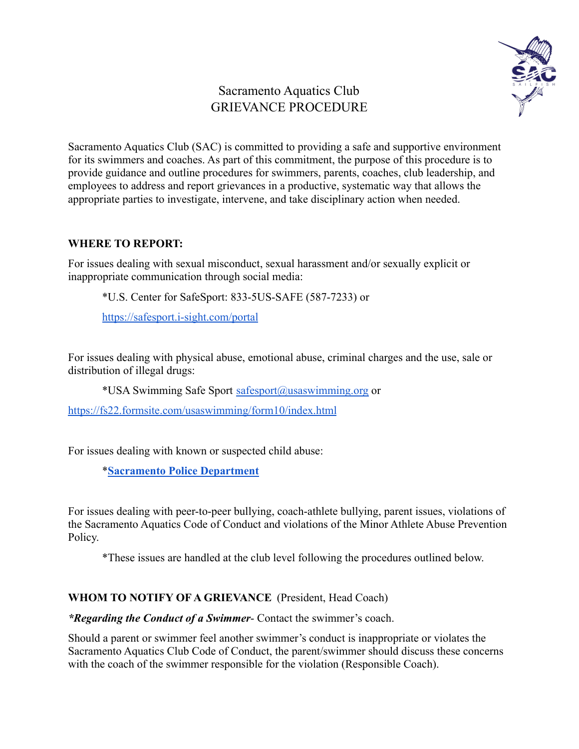# Sacramento Aquatics Club
# GRIEVANCE PROCEDURE

Sacramento Aquatics Club (SAC) is committed to providing a safe and supportive environment for its swimmers and coaches. As part of this commitment, the purpose of this procedure is to provide guidance and outline procedures for swimmers, parents, coaches, club leadership, and employees to address and report grievances in a productive, systematic way that allows the appropriate parties to investigate, intervene, and take disciplinary action when needed.

**WHERE TO REPORT:**

For issues dealing with sexual misconduct, sexual harassment and/or sexually explicit or inappropriate communication through social media:

> *U.S. Center for SafeSport: 833-5US-SAFE (587-7233) or
>
> https://safesport.i-sight.com/portal

For issues dealing with physical abuse, emotional abuse, criminal charges and the use, sale or distribution of illegal drugs:

> *USA Swimming Safe Sport safesport@usaswimming.org or

https://fs22.formsite.com/usaswimming/form10/index.html

For issues dealing with known or suspected child abuse:

> ***Sacramento Police Department**

For issues dealing with peer-to-peer bullying, coach-athlete bullying, parent issues, violations of the Sacramento Aquatics Code of Conduct and violations of the Minor Athlete Abuse Prevention Policy.

> *These issues are handled at the club level following the procedures outlined below.

**WHOM TO NOTIFY OF A GRIEVANCE** (President, Head Coach)

***\*Regarding the Conduct of a Swimmer***- Contact the swimmer's coach.

Should a parent or swimmer feel another swimmer's conduct is inappropriate or violates the Sacramento Aquatics Club Code of Conduct, the parent/swimmer should discuss these concerns with the coach of the swimmer responsible for the violation (Responsible Coach).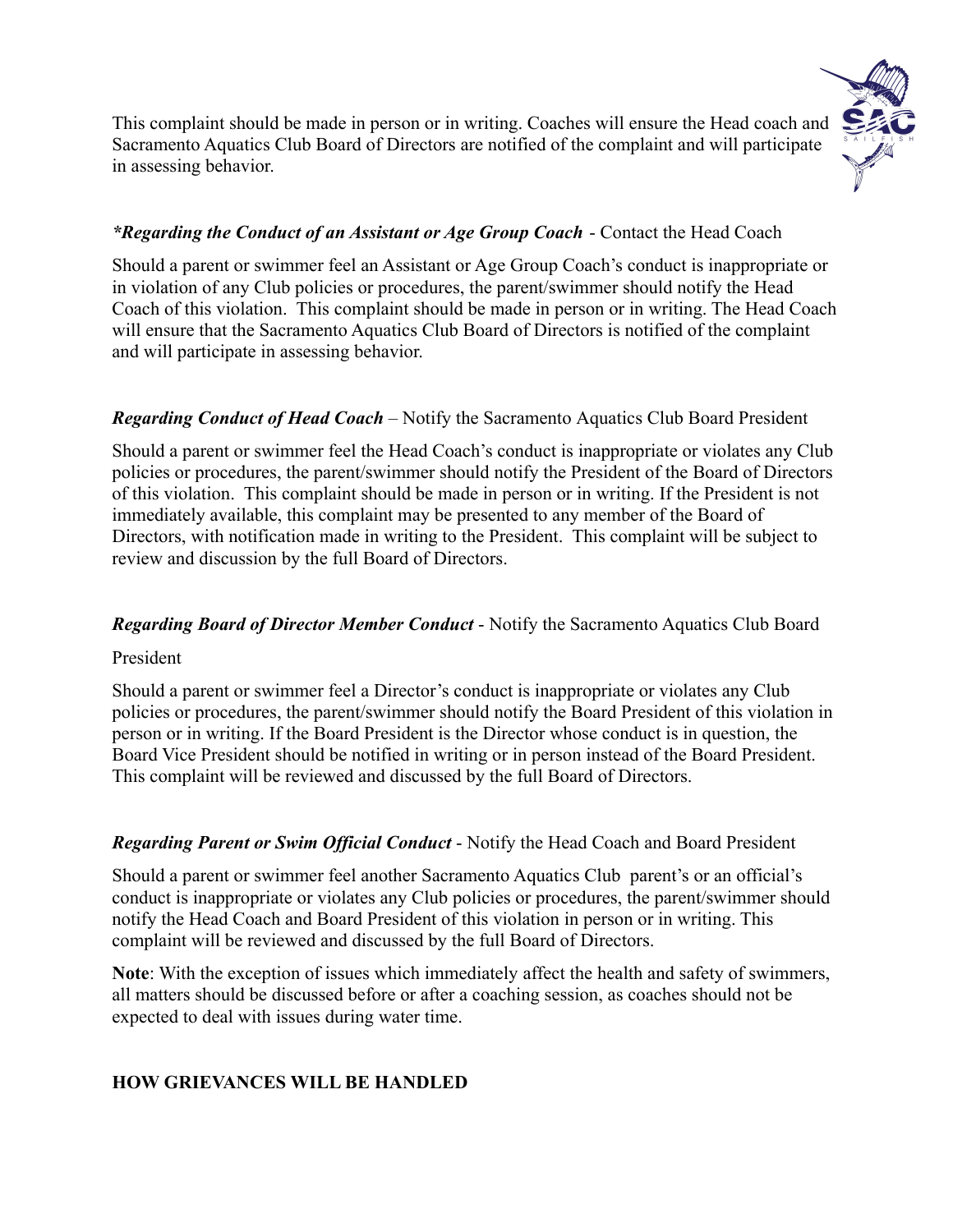This complaint should be made in person or in writing. Coaches will ensure the Head coach and Sacramento Aquatics Club Board of Directors are notified of the complaint and will participate in assessing behavior.

***Regarding the Conduct of an Assistant or Age Group Coach** - Contact the Head Coach*

Should a parent or swimmer feel an Assistant or Age Group Coach's conduct is inappropriate or in violation of any Club policies or procedures, the parent/swimmer should notify the Head Coach of this violation. This complaint should be made in person or in writing. The Head Coach will ensure that the Sacramento Aquatics Club Board of Directors is notified of the complaint and will participate in assessing behavior.

***Regarding Conduct of Head Coach*** – Notify the Sacramento Aquatics Club Board President

Should a parent or swimmer feel the Head Coach's conduct is inappropriate or violates any Club policies or procedures, the parent/swimmer should notify the President of the Board of Directors of this violation. This complaint should be made in person or in writing. If the President is not immediately available, this complaint may be presented to any member of the Board of Directors, with notification made in writing to the President. This complaint will be subject to review and discussion by the full Board of Directors.

***Regarding Board of Director Member Conduct*** - Notify the Sacramento Aquatics Club Board President

Should a parent or swimmer feel a Director's conduct is inappropriate or violates any Club policies or procedures, the parent/swimmer should notify the Board President of this violation in person or in writing. If the Board President is the Director whose conduct is in question, the Board Vice President should be notified in writing or in person instead of the Board President. This complaint will be reviewed and discussed by the full Board of Directors.

***Regarding Parent or Swim Official Conduct*** - Notify the Head Coach and Board President

Should a parent or swimmer feel another Sacramento Aquatics Club parent's or an official's conduct is inappropriate or violates any Club policies or procedures, the parent/swimmer should notify the Head Coach and Board President of this violation in person or in writing. This complaint will be reviewed and discussed by the full Board of Directors.

**Note**: With the exception of issues which immediately affect the health and safety of swimmers, all matters should be discussed before or after a coaching session, as coaches should not be expected to deal with issues during water time.

**HOW GRIEVANCES WILL BE HANDLED**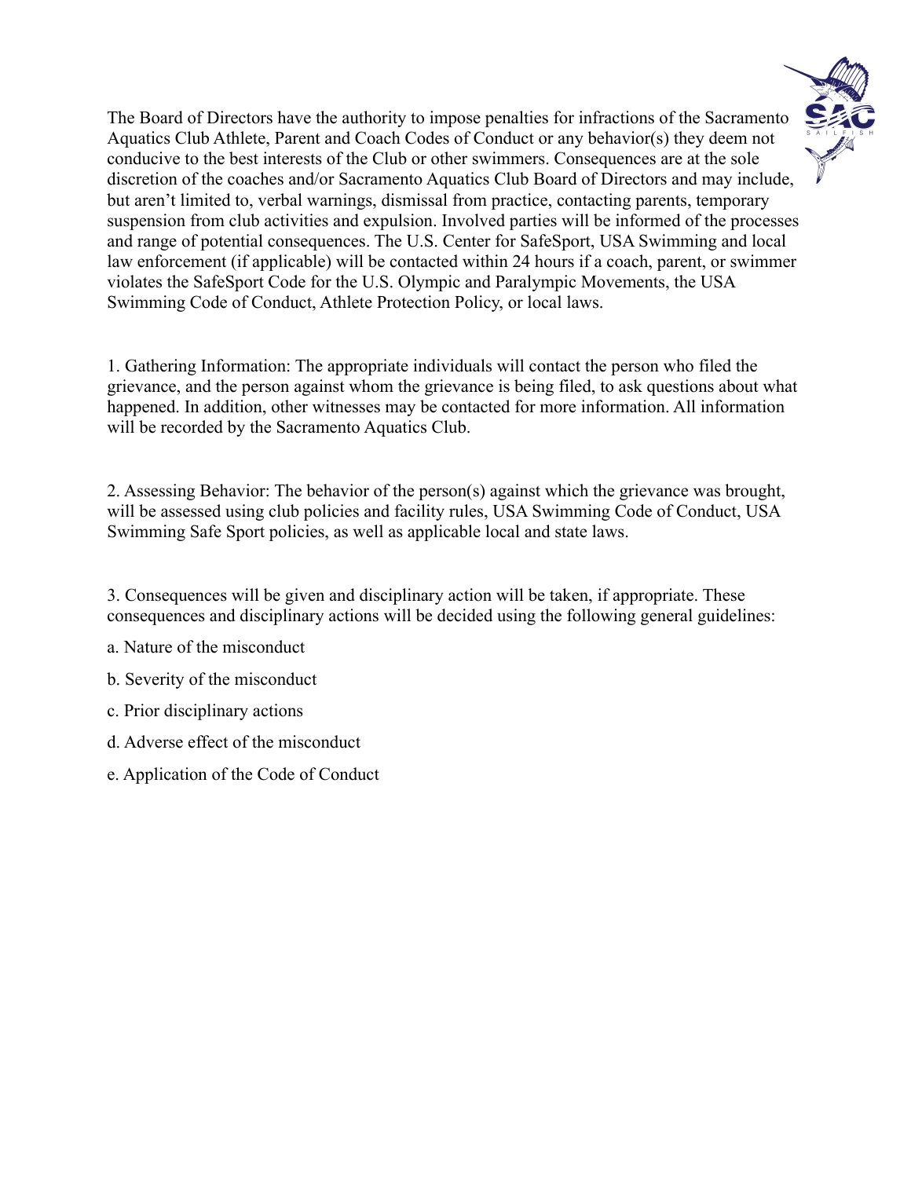The Board of Directors have the authority to impose penalties for infractions of the Sacramento Aquatics Club Athlete, Parent and Coach Codes of Conduct or any behavior(s) they deem not conducive to the best interests of the Club or other swimmers. Consequences are at the sole discretion of the coaches and/or Sacramento Aquatics Club Board of Directors and may include, but aren't limited to, verbal warnings, dismissal from practice, contacting parents, temporary suspension from club activities and expulsion. Involved parties will be informed of the processes and range of potential consequences. The U.S. Center for SafeSport, USA Swimming and local law enforcement (if applicable) will be contacted within 24 hours if a coach, parent, or swimmer violates the SafeSport Code for the U.S. Olympic and Paralympic Movements, the USA Swimming Code of Conduct, Athlete Protection Policy, or local laws.

1. Gathering Information: The appropriate individuals will contact the person who filed the grievance, and the person against whom the grievance is being filed, to ask questions about what happened. In addition, other witnesses may be contacted for more information. All information will be recorded by the Sacramento Aquatics Club.

2. Assessing Behavior: The behavior of the person(s) against which the grievance was brought, will be assessed using club policies and facility rules, USA Swimming Code of Conduct, USA Swimming Safe Sport policies, as well as applicable local and state laws.

3. Consequences will be given and disciplinary action will be taken, if appropriate. These consequences and disciplinary actions will be decided using the following general guidelines:

a. Nature of the misconduct

b. Severity of the misconduct

c. Prior disciplinary actions

d. Adverse effect of the misconduct

e. Application of the Code of Conduct